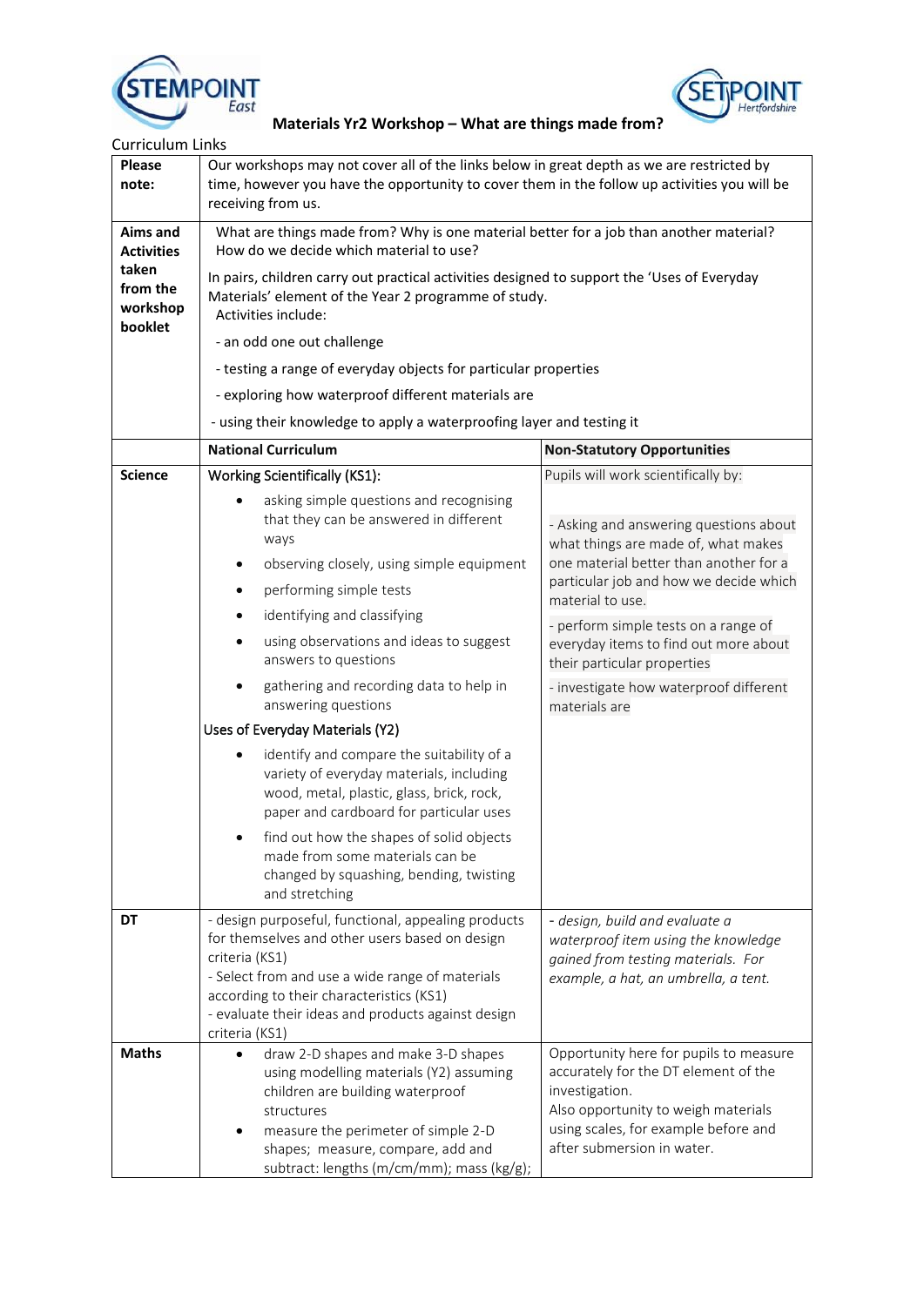# Materials Yr2 Workshop – What are things made from?

Curriculum Links

| | | |
|---|---|---|
| **Please note:** | Our workshops may not cover all of the links below in great depth as we are restricted by time, however you have the opportunity to cover them in the follow up activities you will be receiving from us. | |
| **Aims and Activities taken from the workshop booklet** | What are things made from? Why is one material better for a job than another material? How do we decide which material to use?<br><br>In pairs, children carry out practical activities designed to support the 'Uses of Everyday Materials' element of the Year 2 programme of study.<br>Activities include:<br>- an odd one out challenge<br>- testing a range of everyday objects for particular properties<br>- exploring how waterproof different materials are<br>- using their knowledge to apply a waterproofing layer and testing it | |
| | **National Curriculum** | **Non-Statutory Opportunities** |
| **Science** | Working Scientifically (KS1):<br>• asking simple questions and recognising that they can be answered in different ways<br>• observing closely, using simple equipment<br>• performing simple tests<br>• identifying and classifying<br>• using observations and ideas to suggest answers to questions<br>• gathering and recording data to help in answering questions<br><br>Uses of Everyday Materials (Y2)<br>• identify and compare the suitability of a variety of everyday materials, including wood, metal, plastic, glass, brick, rock, paper and cardboard for particular uses<br>• find out how the shapes of solid objects made from some materials can be changed by squashing, bending, twisting and stretching | Pupils will work scientifically by:<br><br>- Asking and answering questions about what things are made of, what makes one material better than another for a particular job and how we decide which material to use.<br>- perform simple tests on a range of everyday items to find out more about their particular properties<br>- investigate how waterproof different materials are |
| **DT** | - design purposeful, functional, appealing products for themselves and other users based on design criteria (KS1)<br>- Select from and use a wide range of materials according to their characteristics (KS1)<br>- evaluate their ideas and products against design criteria (KS1) | *- design, build and evaluate a waterproof item using the knowledge gained from testing materials. For example, a hat, an umbrella, a tent.* |
| **Maths** | • draw 2-D shapes and make 3-D shapes using modelling materials (Y2) assuming children are building waterproof structures<br>• measure the perimeter of simple 2-D shapes; measure, compare, add and subtract: lengths (m/cm/mm); mass (kg/g); | Opportunity here for pupils to measure accurately for the DT element of the investigation.<br>Also opportunity to weigh materials using scales, for example before and after submersion in water. |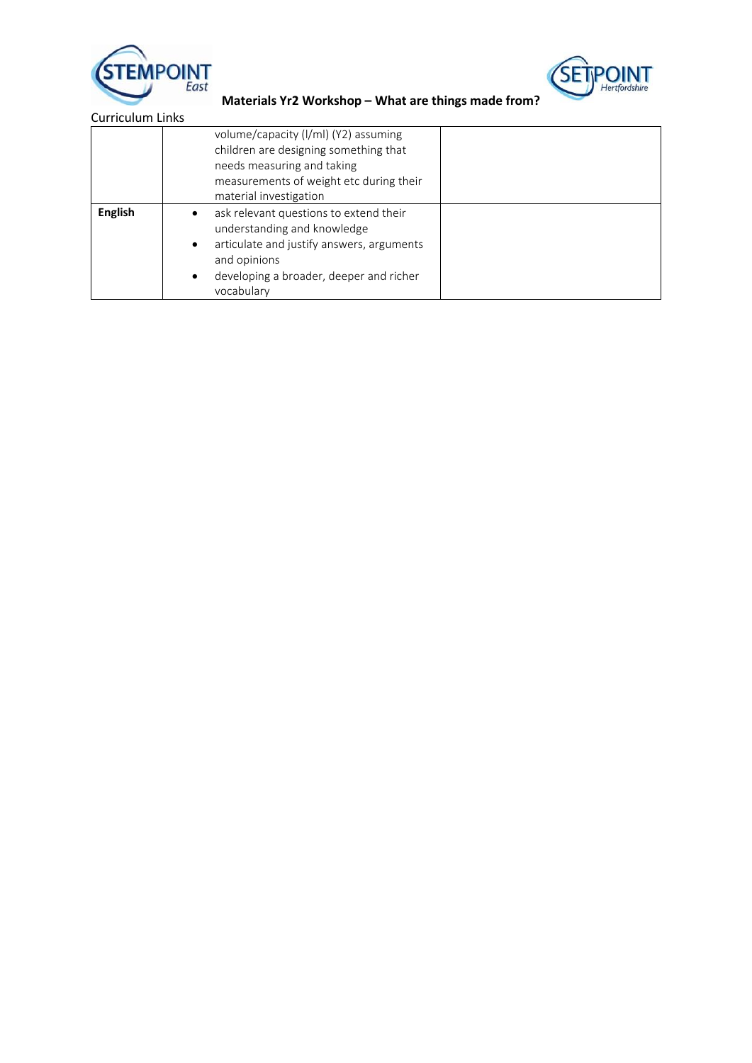**Materials Yr2 Workshop – What are things made from?**

Curriculum Links

| | | |
|---|---|---|
| | volume/capacity (l/ml) (Y2) assuming children are designing something that needs measuring and taking measurements of weight etc during their material investigation | |
| **English** | <ul><li>ask relevant questions to extend their understanding and knowledge</li><li>articulate and justify answers, arguments and opinions</li><li>developing a broader, deeper and richer vocabulary</li></ul> | |